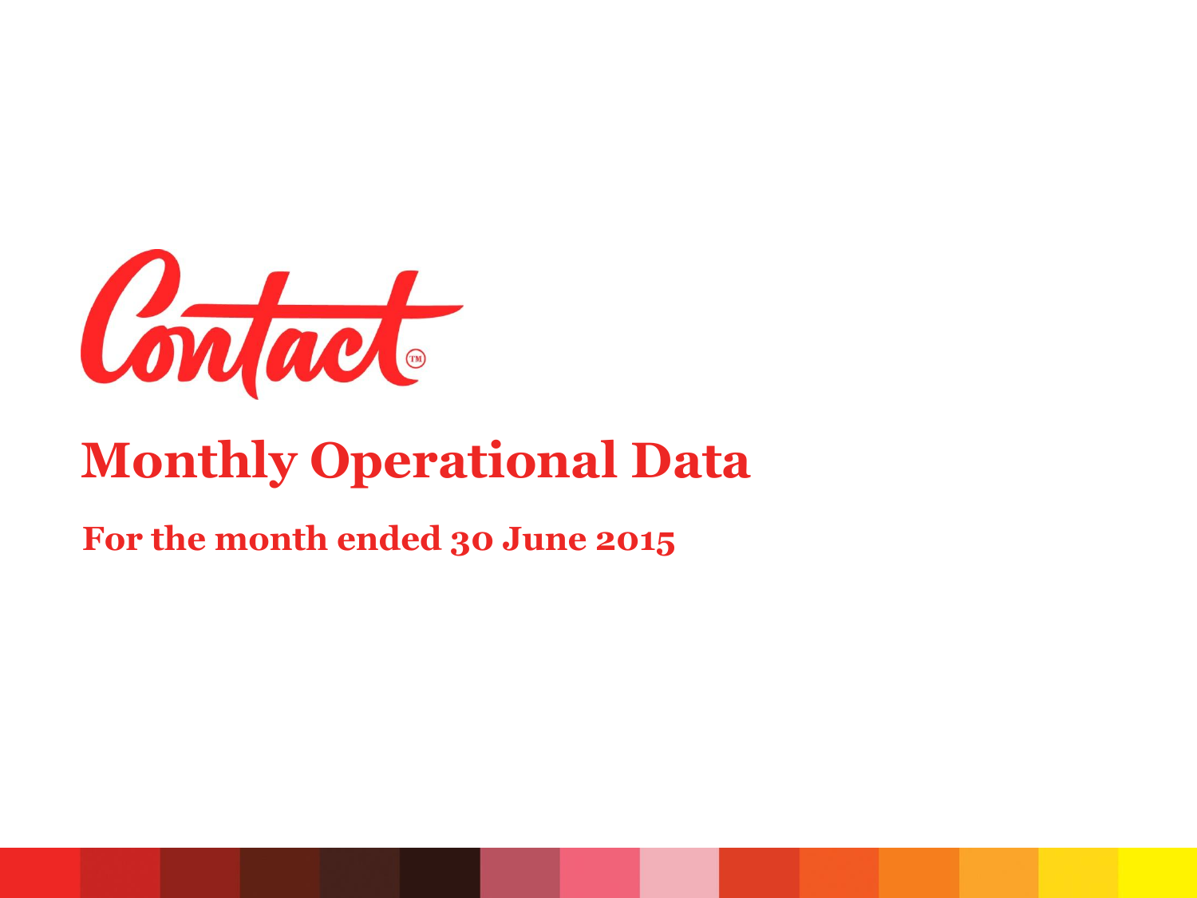Contact

# Monthly Operational Data

## For the month ended 30 June 2015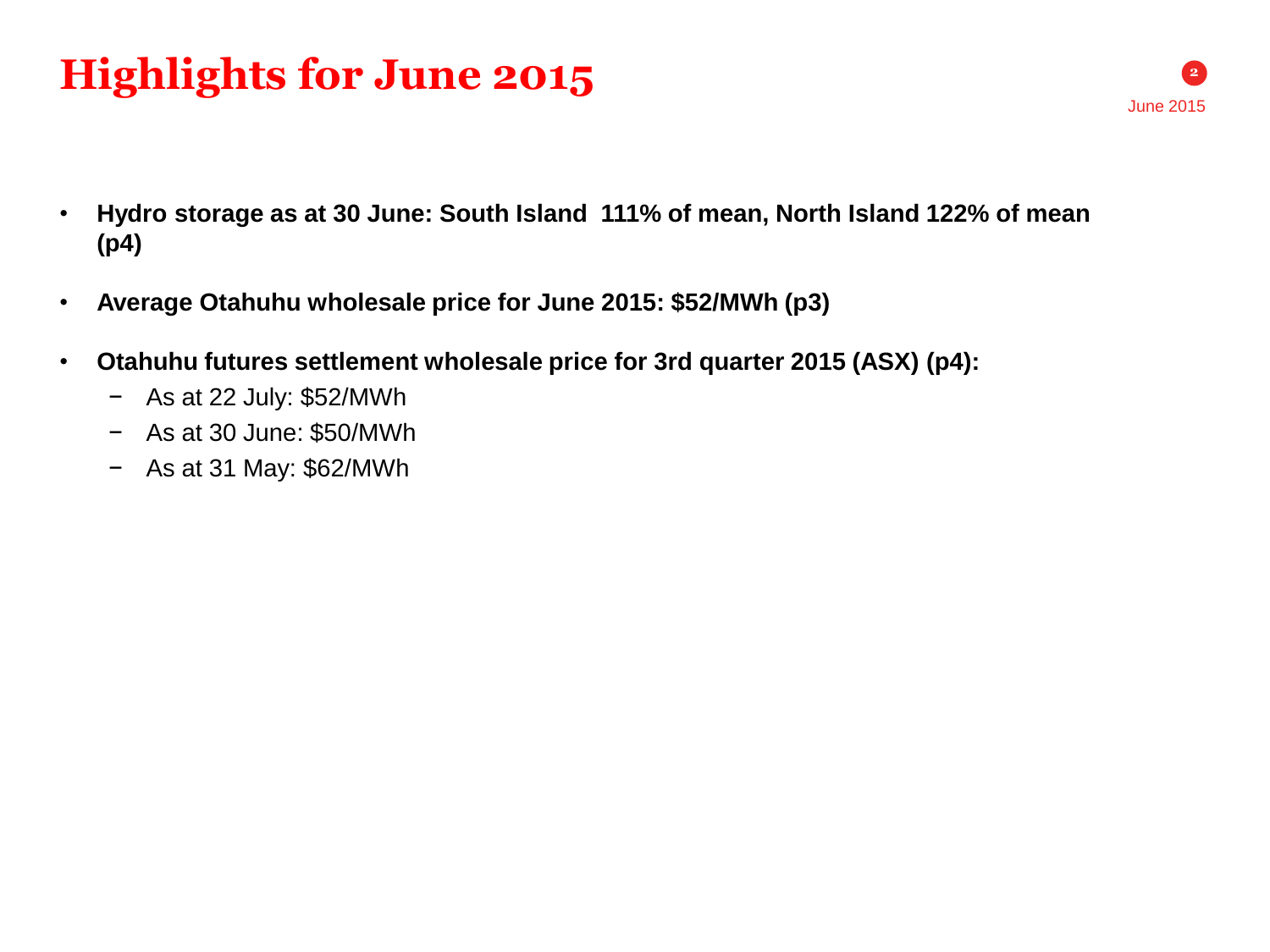# Highlights for June 2015

- **Hydro storage as at 30 June: South Island 111% of mean, North Island 122% of mean (p4)**
- **Average Otahuhu wholesale price for June 2015: $52/MWh (p3)**
- **Otahuhu futures settlement wholesale price for 3rd quarter 2015 (ASX) (p4):**
  - As at 22 July: $52/MWh
  - As at 30 June: $50/MWh
  - As at 31 May: $62/MWh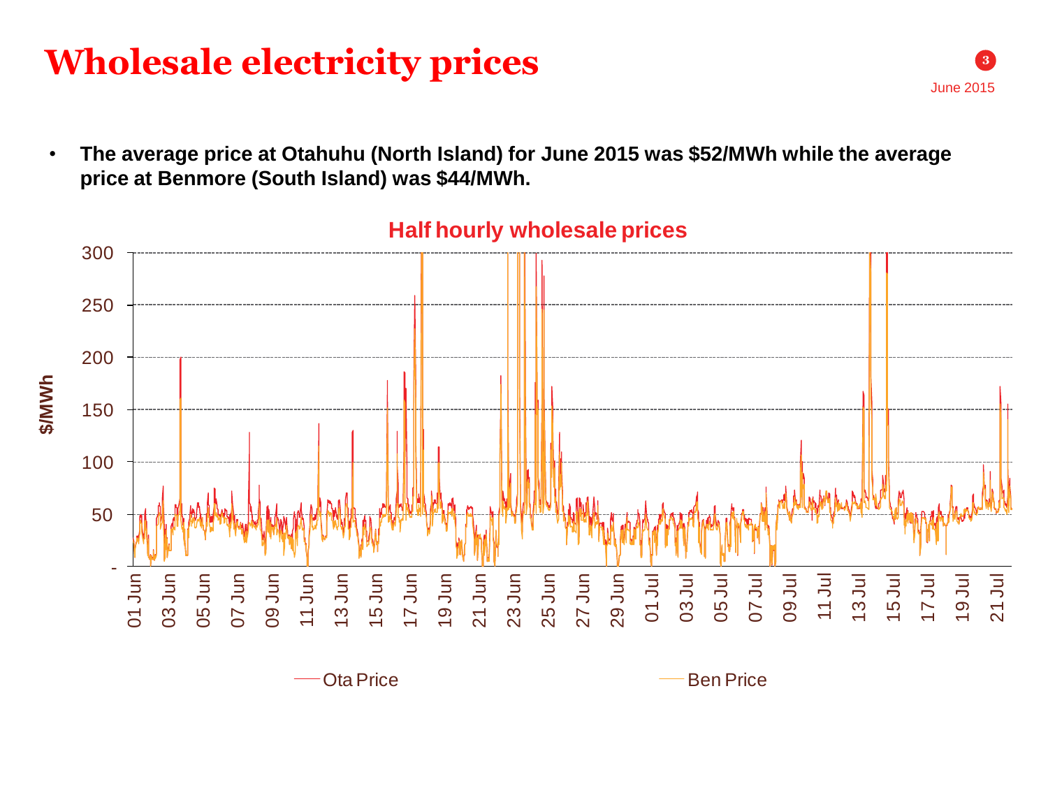# Wholesale electricity prices

June 2015

- **The average price at Otahuhu (North Island) for June 2015 was $52/MWh while the average price at Benmore (South Island) was $44/MWh.**

**Half hourly wholesale prices**

Ota Price — Ben Price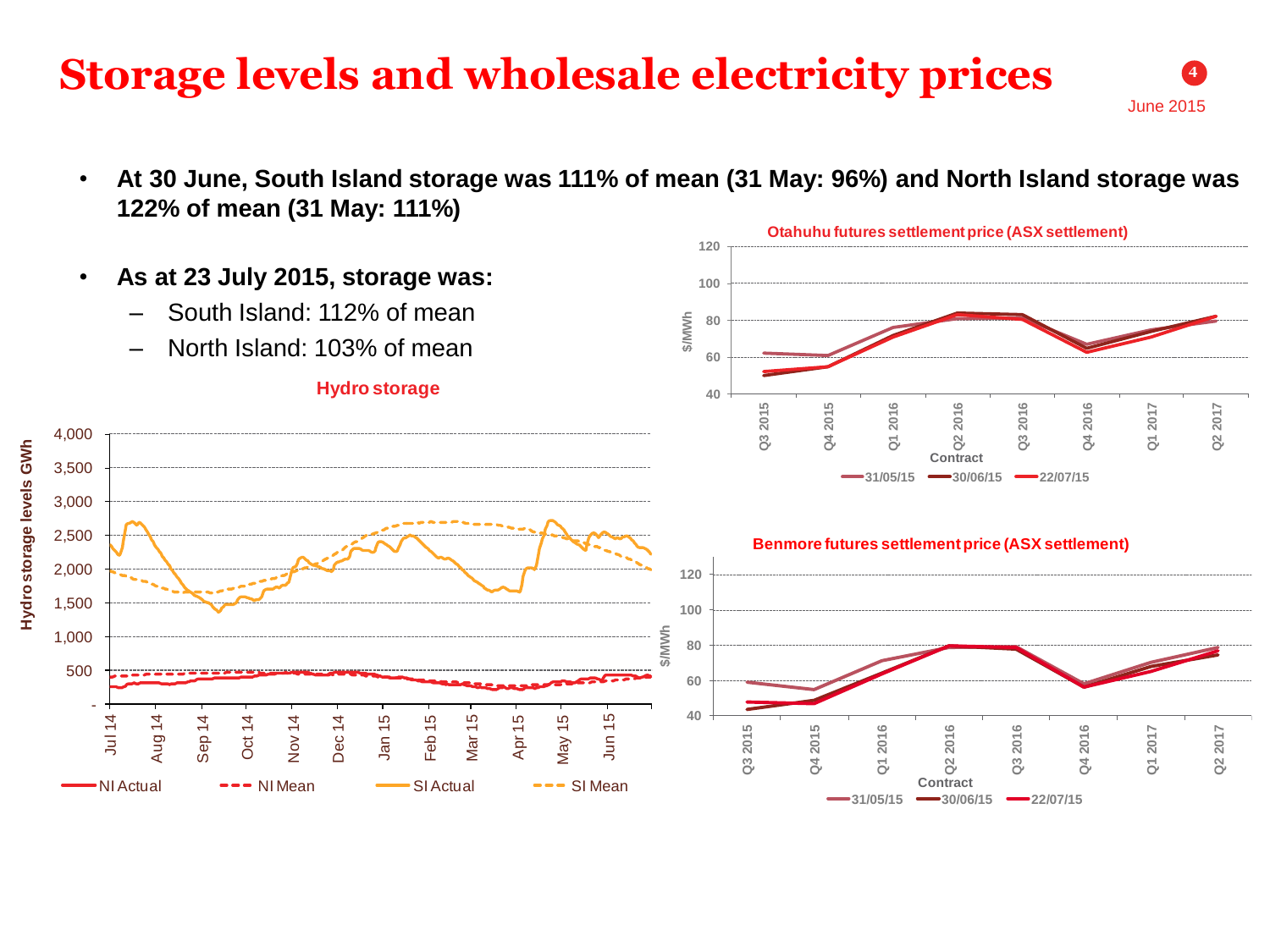# Storage levels and wholesale electricity prices

June 2015

- **At 30 June, South Island storage was 111% of mean (31 May: 96%) and North Island storage was 122% of mean (31 May: 111%)**

- **As at 23 July 2015, storage was:**
  - South Island: 112% of mean
  - North Island: 103% of mean

**Hydro storage**

**Otahuhu futures settlement price (ASX settlement)**

**Benmore futures settlement price (ASX settlement)**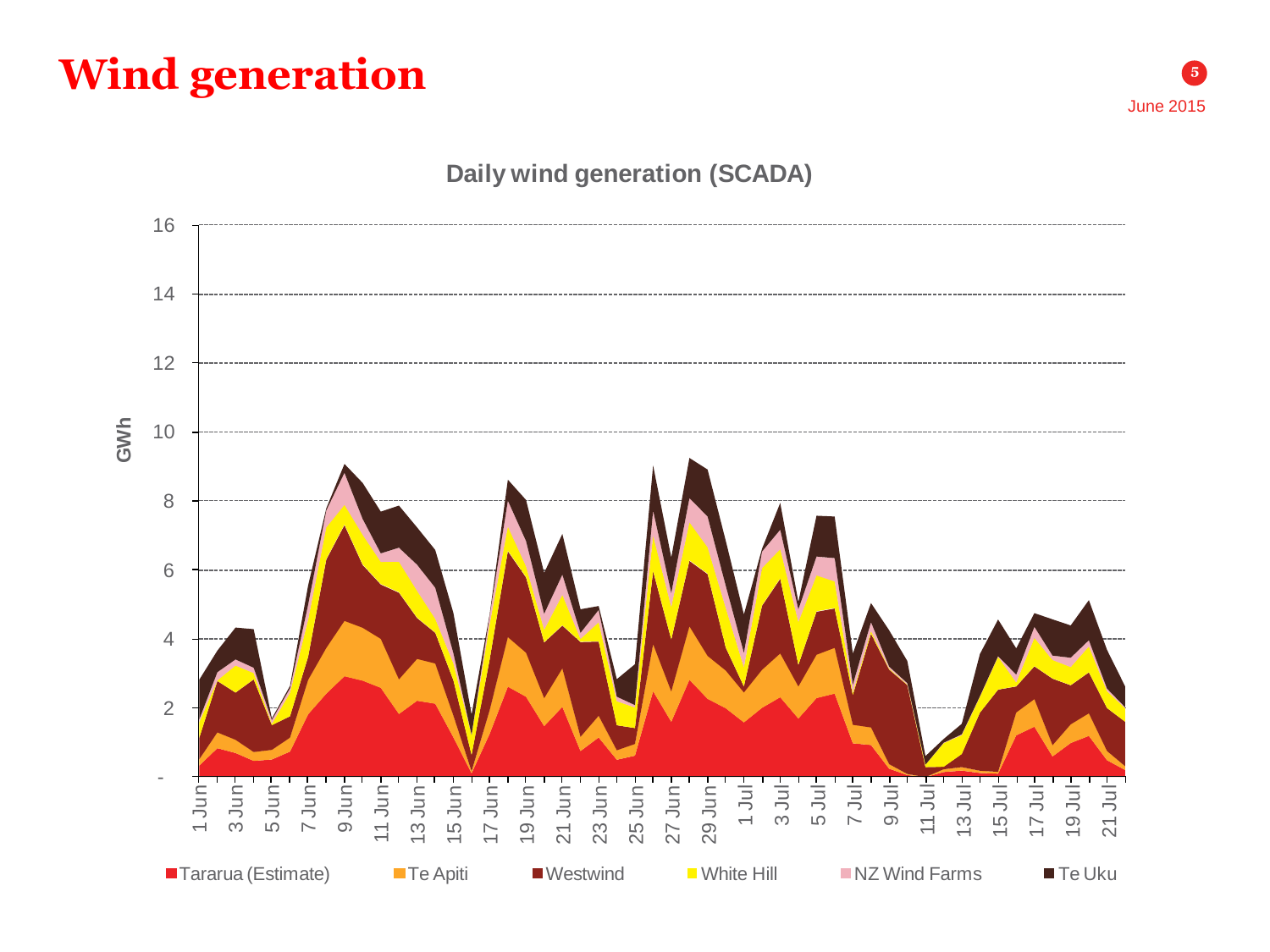# Wind generation

June 2015

**Daily wind generation (SCADA)**

GWh

16
14
12
10
8
6
4
2
-

1 Jun, 3 Jun, 5 Jun, 7 Jun, 9 Jun, 11 Jun, 13 Jun, 15 Jun, 17 Jun, 19 Jun, 21 Jun, 23 Jun, 25 Jun, 27 Jun, 29 Jun, 1 Jul, 3 Jul, 5 Jul, 7 Jul, 9 Jul, 11 Jul, 13 Jul, 15 Jul, 17 Jul, 19 Jul, 21 Jul

Tararua (Estimate) | Te Apiti | Westwind | White Hill | NZ Wind Farms | Te Uku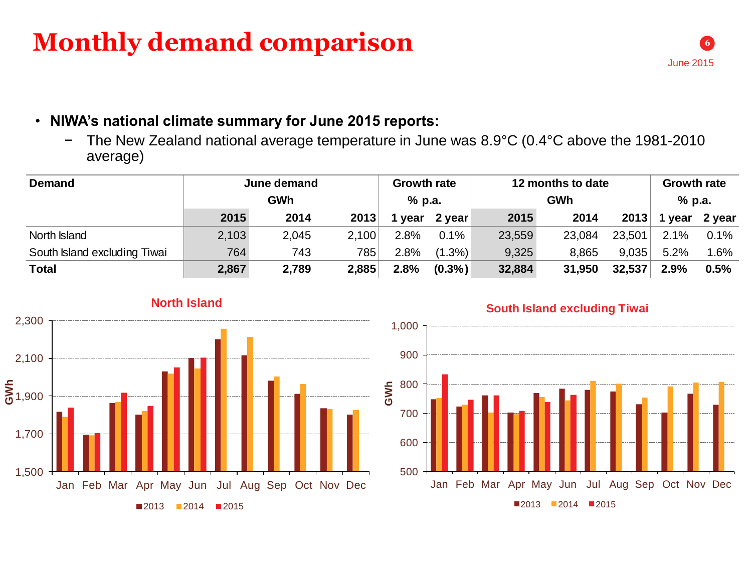# Monthly demand comparison

June 2015

- **NIWA's national climate summary for June 2015 reports:**
  - The New Zealand national average temperature in June was 8.9°C (0.4°C above the 1981-2010 average)

| Demand | June demand GWh | | | Growth rate % p.a. | | 12 months to date GWh | | | Growth rate % p.a. | |
|---|---|---|---|---|---|---|---|---|---|---|
| | 2015 | 2014 | 2013 | 1 year | 2 year | 2015 | 2014 | 2013 | 1 year | 2 year |
| North Island | 2,103 | 2,045 | 2,100 | 2.8% | 0.1% | 23,559 | 23,084 | 23,501 | 2.1% | 0.1% |
| South Island excluding Tiwai | 764 | 743 | 785 | 2.8% | (1.3%) | 9,325 | 8,865 | 9,035 | 5.2% | 1.6% |
| **Total** | **2,867** | **2,789** | **2,885** | **2.8%** | **(0.3%)** | **32,884** | **31,950** | **32,537** | **2.9%** | **0.5%** |

**North Island**

**South Island excluding Tiwai**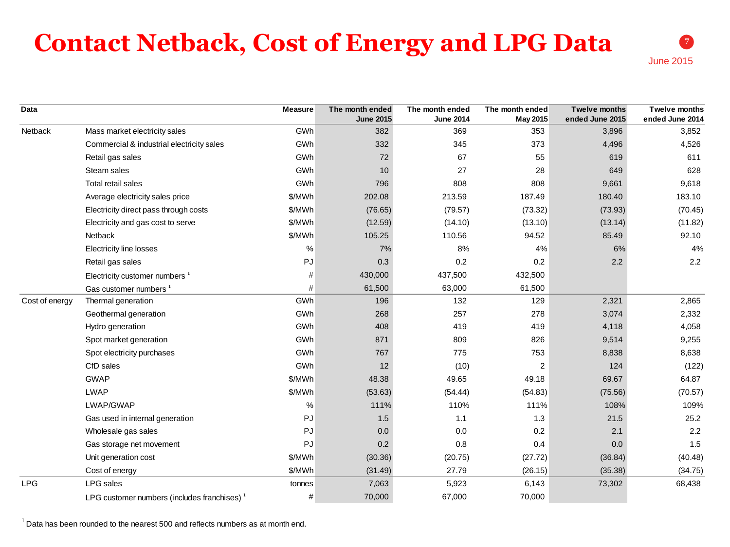# Contact Netback, Cost of Energy and LPG Data

June 2015

| Data | | Measure | The month ended June 2015 | The month ended June 2014 | The month ended May 2015 | Twelve months ended June 2015 | Twelve months ended June 2014 |
|---|---|---|---|---|---|---|---|
| Netback | Mass market electricity sales | GWh | 382 | 369 | 353 | 3,896 | 3,852 |
| | Commercial & industrial electricity sales | GWh | 332 | 345 | 373 | 4,496 | 4,526 |
| | Retail gas sales | GWh | 72 | 67 | 55 | 619 | 611 |
| | Steam sales | GWh | 10 | 27 | 28 | 649 | 628 |
| | Total retail sales | GWh | 796 | 808 | 808 | 9,661 | 9,618 |
| | Average electricity sales price | $/MWh | 202.08 | 213.59 | 187.49 | 180.40 | 183.10 |
| | Electricity direct pass through costs | $/MWh | (76.65) | (79.57) | (73.32) | (73.93) | (70.45) |
| | Electricity and gas cost to serve | $/MWh | (12.59) | (14.10) | (13.10) | (13.14) | (11.82) |
| | Netback | $/MWh | 105.25 | 110.56 | 94.52 | 85.49 | 92.10 |
| | Electricity line losses | % | 7% | 8% | 4% | 6% | 4% |
| | Retail gas sales | PJ | 0.3 | 0.2 | 0.2 | 2.2 | 2.2 |
| | Electricity customer numbers [1] | # | 430,000 | 437,500 | 432,500 | | |
| | Gas customer numbers [1] | # | 61,500 | 63,000 | 61,500 | | |
| Cost of energy | Thermal generation | GWh | 196 | 132 | 129 | 2,321 | 2,865 |
| | Geothermal generation | GWh | 268 | 257 | 278 | 3,074 | 2,332 |
| | Hydro generation | GWh | 408 | 419 | 419 | 4,118 | 4,058 |
| | Spot market generation | GWh | 871 | 809 | 826 | 9,514 | 9,255 |
| | Spot electricity purchases | GWh | 767 | 775 | 753 | 8,838 | 8,638 |
| | CfD sales | GWh | 12 | (10) | 2 | 124 | (122) |
| | GWAP | $/MWh | 48.38 | 49.65 | 49.18 | 69.67 | 64.87 |
| | LWAP | $/MWh | (53.63) | (54.44) | (54.83) | (75.56) | (70.57) |
| | LWAP/GWAP | % | 111% | 110% | 111% | 108% | 109% |
| | Gas used in internal generation | PJ | 1.5 | 1.1 | 1.3 | 21.5 | 25.2 |
| | Wholesale gas sales | PJ | 0.0 | 0.0 | 0.2 | 2.1 | 2.2 |
| | Gas storage net movement | PJ | 0.2 | 0.8 | 0.4 | 0.0 | 1.5 |
| | Unit generation cost | $/MWh | (30.36) | (20.75) | (27.72) | (36.84) | (40.48) |
| | Cost of energy | $/MWh | (31.49) | 27.79 | (26.15) | (35.38) | (34.75) |
| LPG | LPG sales | tonnes | 7,063 | 5,923 | 6,143 | 73,302 | 68,438 |
| | LPG customer numbers (includes franchises) [1] | # | 70,000 | 67,000 | 70,000 | | |

[1] Data has been rounded to the nearest 500 and reflects numbers as at month end.